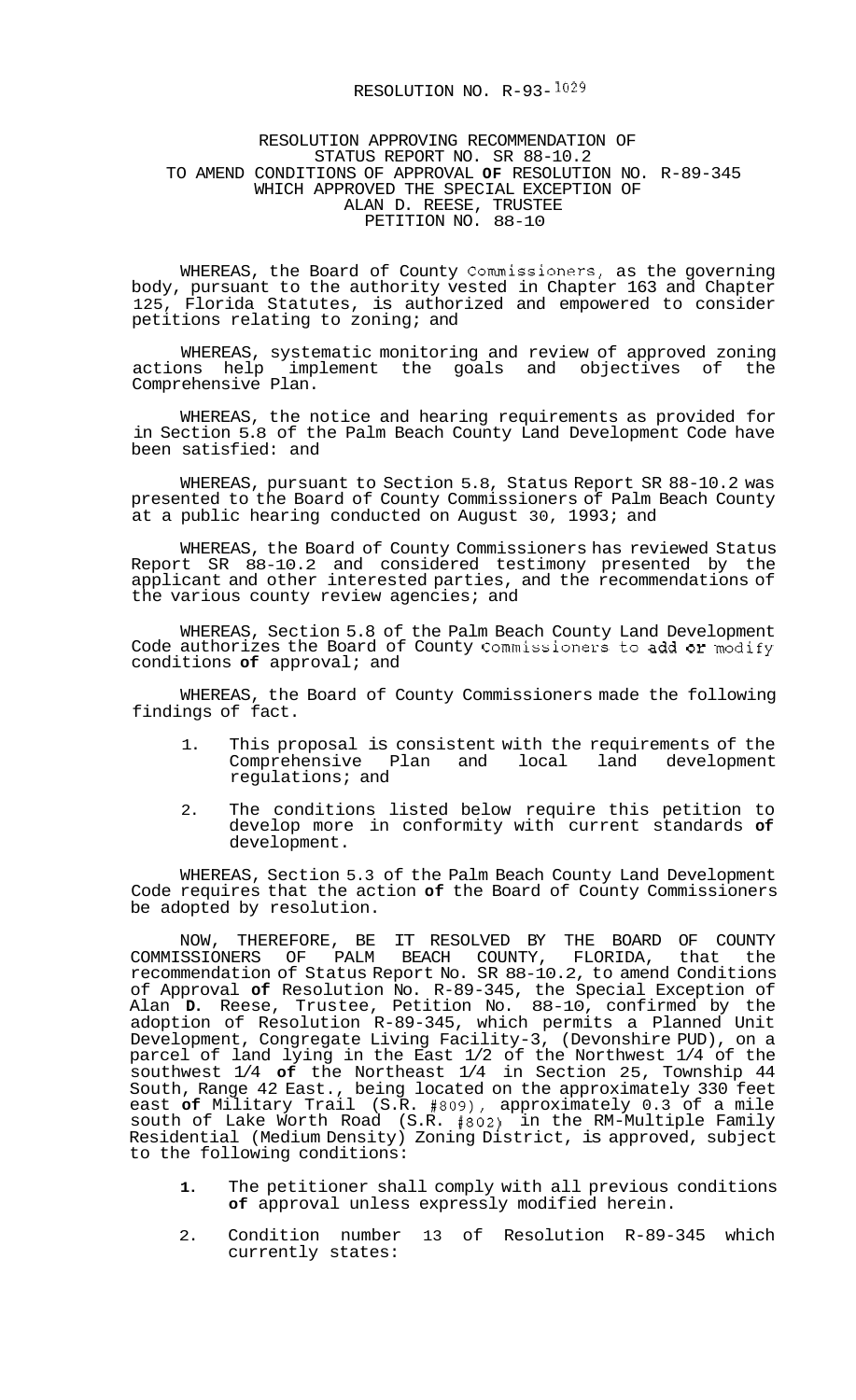RESOLUTION NO. R-93-1029

RESOLUTION APPROVING RECOMMENDATION OF
STATUS REPORT NO. SR 88-10.2
TO AMEND CONDITIONS OF APPROVAL **OF** RESOLUTION NO. R-89-345
WHICH APPROVED THE SPECIAL EXCEPTION OF
ALAN D. REESE, TRUSTEE
PETITION NO. 88-10

WHEREAS, the Board of County Commissioners, as the governing body, pursuant to the authority vested in Chapter 163 and Chapter 125, Florida Statutes, is authorized and empowered to consider petitions relating to zoning; and

WHEREAS, systematic monitoring and review of approved zoning actions help implement the goals and objectives of the Comprehensive Plan.

WHEREAS, the notice and hearing requirements as provided for in Section 5.8 of the Palm Beach County Land Development Code have been satisfied: and

WHEREAS, pursuant to Section 5.8, Status Report SR 88-10.2 was presented to the Board of County Commissioners of Palm Beach County at a public hearing conducted on August 30, 1993; and

WHEREAS, the Board of County Commissioners has reviewed Status Report SR 88-10.2 and considered testimony presented by the applicant and other interested parties, and the recommendations of the various county review agencies; and

WHEREAS, Section 5.8 of the Palm Beach County Land Development Code authorizes the Board of County Commissioners to add or modify conditions **of** approval; and

WHEREAS, the Board of County Commissioners made the following findings of fact.

1. This proposal is consistent with the requirements of the Comprehensive Plan and local land development regulations; and

2. The conditions listed below require this petition to develop more in conformity with current standards **of** development.

WHEREAS, Section 5.3 of the Palm Beach County Land Development Code requires that the action **of** the Board of County Commissioners be adopted by resolution.

NOW, THEREFORE, BE IT RESOLVED BY THE BOARD OF COUNTY COMMISSIONERS OF PALM BEACH COUNTY, FLORIDA, that the recommendation of Status Report No. SR 88-10.2, to amend Conditions of Approval **of** Resolution No. R-89-345, the Special Exception of Alan **D.** Reese, Trustee, Petition No. 88-10, confirmed by the adoption of Resolution R-89-345, which permits a Planned Unit Development, Congregate Living Facility-3, (Devonshire PUD), on a parcel of land lying in the East 1/2 of the Northwest 1/4 of the southwest 1/4 **of** the Northeast 1/4 in Section 25, Township 44 South, Range 42 East., being located on the approximately 330 feet east **of** Military Trail (S.R. #809), approximately 0.3 of a mile south of Lake Worth Road (S.R. #802) in the RM-Multiple Family Residential (Medium Density) Zoning District, is approved, subject to the following conditions:

**1.** The petitioner shall comply with all previous conditions **of** approval unless expressly modified herein.

2. Condition number 13 of Resolution R-89-345 which currently states: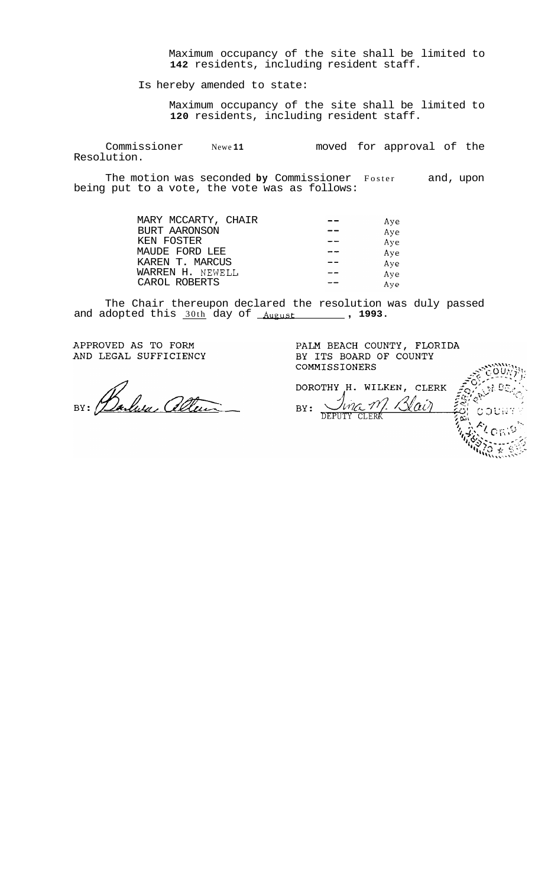> Maximum occupancy of the site shall be limited to **142** residents, including resident staff.

Is hereby amended to state:

> Maximum occupancy of the site shall be limited to **120** residents, including resident staff.

Commissioner Newe**11** moved for approval of the Resolution.

The motion was seconded **by** Commissioner Foster and, upon being put to a vote, the vote was as follows:

| | | |
|---|---|---|
| MARY MCCARTY, CHAIR | -- | Aye |
| BURT AARONSON | -- | Aye |
| KEN FOSTER | -- | Aye |
| MAUDE FORD LEE | -- | Aye |
| KAREN T. MARCUS | -- | Aye |
| WARREN H. NEWELL | -- | Aye |
| CAROL ROBERTS | -- | Aye |

The Chair thereupon declared the resolution was duly passed and adopted this 30th day of August, **1993**.

APPROVED AS TO FORM
AND LEGAL SUFFICIENCY

BY: Barbara Alterman

PALM BEACH COUNTY, FLORIDA
BY ITS BOARD OF COUNTY
COMMISSIONERS

DOROTHY H. WILKEN, CLERK

BY: Tina M. Blair
DEPUTY CLERK